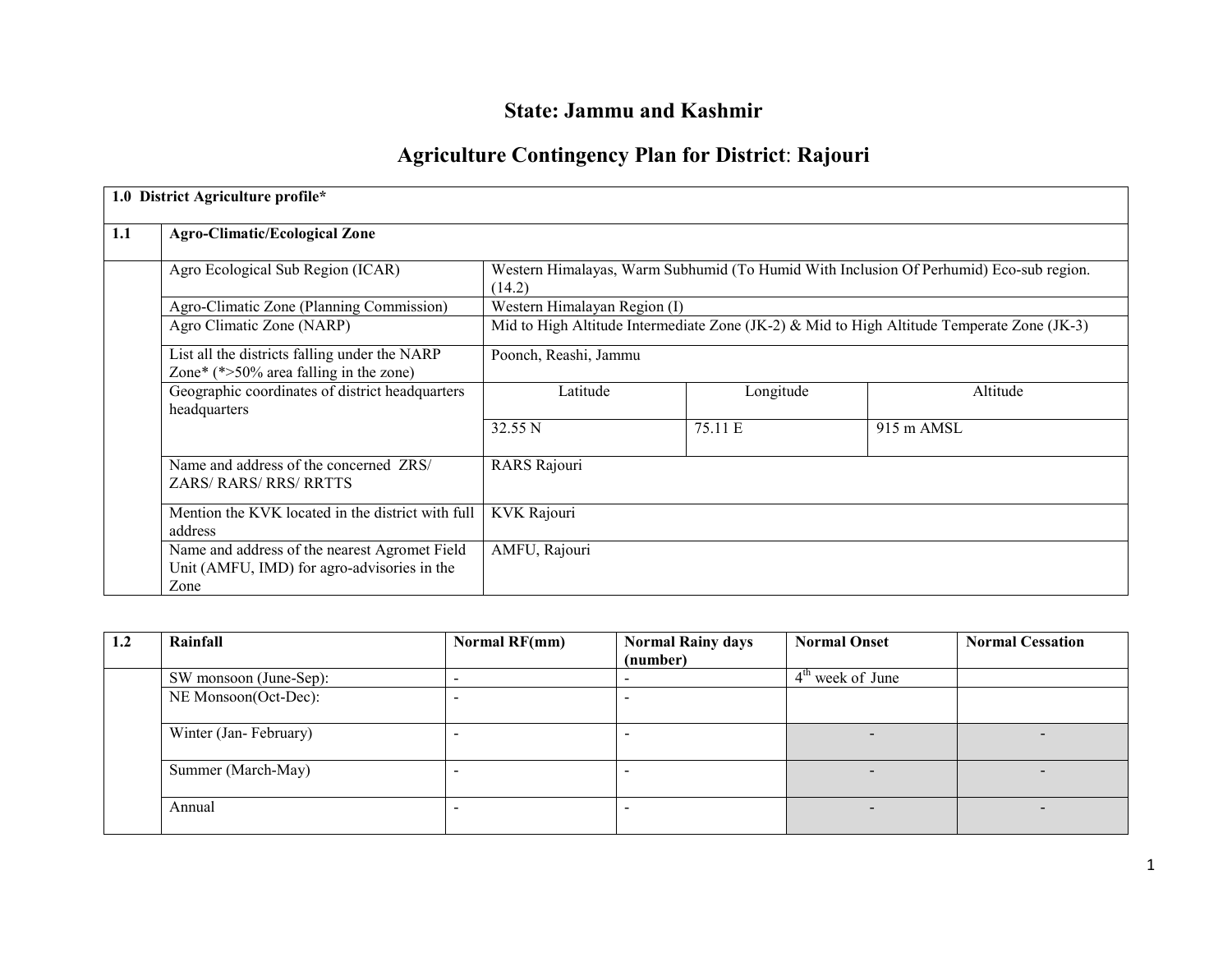# State: Jammu and Kashmir

# Agriculture Contingency Plan for District: Rajouri

| 1.0 District Agriculture profile* | | | | |
|---|---|---|---|---|
| **1.1** | **Agro-Climatic/Ecological Zone** | | | |
| | Agro Ecological Sub Region (ICAR) | Western Himalayas, Warm Subhumid (To Humid With Inclusion Of Perhumid) Eco-sub region. (14.2) | | |
| | Agro-Climatic Zone (Planning Commission) | Western Himalayan Region (I) | | |
| | Agro Climatic Zone (NARP) | Mid to High Altitude Intermediate Zone (JK-2) & Mid to High Altitude Temperate Zone (JK-3) | | |
| | List all the districts falling under the NARP Zone* (*>50% area falling in the zone) | Poonch, Reashi, Jammu | | |
| | Geographic coordinates of district headquarters headquarters | Latitude | Longitude | Altitude |
| | | 32.55 N | 75.11 E | 915 m AMSL |
| | Name and address of the concerned ZRS/ ZARS/ RARS/ RRS/ RRTTS | RARS Rajouri | | |
| | Mention the KVK located in the district with full address | KVK Rajouri | | |
| | Name and address of the nearest Agromet Field Unit (AMFU, IMD) for agro-advisories in the Zone | AMFU, Rajouri | | |

| 1.2 | Rainfall | Normal RF(mm) | Normal Rainy days (number) | Normal Onset | Normal Cessation |
|---|---|---|---|---|---|
| | SW monsoon (June-Sep): | - | - | 4th week of June | |
| | NE Monsoon(Oct-Dec): | - | - | | |
| | Winter (Jan- February) | - | - | - | - |
| | Summer (March-May) | - | - | - | - |
| | Annual | - | - | - | - |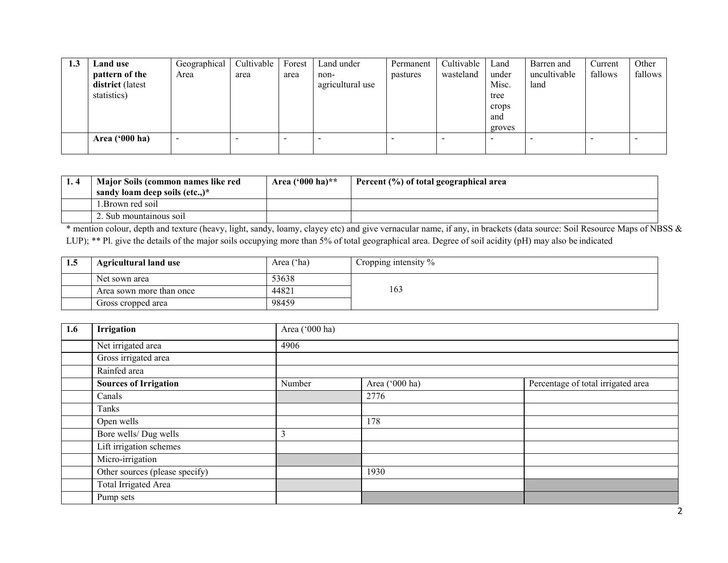| 1.3 | Land use pattern of the district (latest statistics) | Geographical Area | Cultivable area | Forest area | Land under non-agricultural use | Permanent pastures | Cultivable wasteland | Land under Misc. tree crops and groves | Barren and uncultivable land | Current fallows | Other fallows |
|---|---|---|---|---|---|---|---|---|---|---|---|
| | **Area ('000 ha)** | - | - | - | - | - | - | - | - | - | - |

| 1. 4 | Major Soils (common names like red sandy loam deep soils (etc.,)* | Area ('000 ha)** | Percent (%) of total geographical area |
|---|---|---|---|
| | 1.Brown red soil | | |
| | 2. Sub mountainous soil | | |

* mention colour, depth and texture (heavy, light, sandy, loamy, clayey etc) and give vernacular name, if any, in brackets (data source: Soil Resource Maps of NBSS & LUP); ** Pl. give the details of the major soils occupying more than 5% of total geographical area. Degree of soil acidity (pH) may also be indicated

| 1.5 | Agricultural land use | Area ('ha) | Cropping intensity % |
|---|---|---|---|
| | Net sown area | 53638 | 163 |
| | Area sown more than once | 44821 | |
| | Gross cropped area | 98459 | |

| 1.6 | Irrigation | Area ('000 ha) | | |
|---|---|---|---|---|
| | Net irrigated area | 4906 | | |
| | Gross irrigated area | | | |
| | Rainfed area | | | |
| | **Sources of Irrigation** | Number | Area ('000 ha) | Percentage of total irrigated area |
| | Canals | | 2776 | |
| | Tanks | | | |
| | Open wells | | 178 | |
| | Bore wells/ Dug wells | 3 | | |
| | Lift irrigation schemes | | | |
| | Micro-irrigation | | | |
| | Other sources (please specify) | | 1930 | |
| | Total Irrigated Area | | | |
| | Pump sets | | | |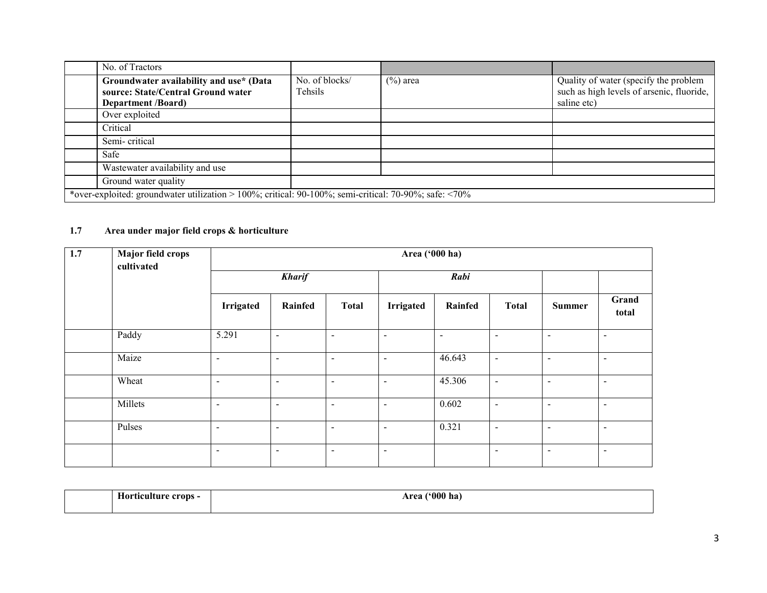|  | No. of Tractors |  |  |  |
|---|---|---|---|---|
|  | **Groundwater availability and use* (Data source: State/Central Ground water Department /Board)** | No. of blocks/ Tehsils | (%) area | Quality of water (specify the problem such as high levels of arsenic, fluoride, saline etc) |
|  | Over exploited |  |  |  |
|  | Critical |  |  |  |
|  | Semi- critical |  |  |  |
|  | Safe |  |  |  |
|  | Wastewater availability and use |  |  |  |
|  | Ground water quality |  |  |  |

*over-exploited: groundwater utilization > 100%; critical: 90-100%; semi-critical: 70-90%; safe: <70%

### 1.7 Area under major field crops & horticulture

| 1.7 | Major field crops cultivated | Area ('000 ha) | | | | | | | |
|---|---|---|---|---|---|---|---|---|---|
| | | *Kharif* | | | *Rabi* | | | | |
| | | **Irrigated** | **Rainfed** | **Total** | **Irrigated** | **Rainfed** | **Total** | **Summer** | **Grand total** |
| | Paddy | 5.291 | - | - | - | - | - | - | - |
| | Maize | - | - | - | - | 46.643 | - | - | - |
| | Wheat | - | - | - | - | 45.306 | - | - | - |
| | Millets | - | - | - | - | 0.602 | - | - | - |
| | Pulses | - | - | - | - | 0.321 | - | - | - |
| | | - | - | - | - | | - | - | - |

| | **Horticulture crops -** | **Area ('000 ha)** |
|---|---|---|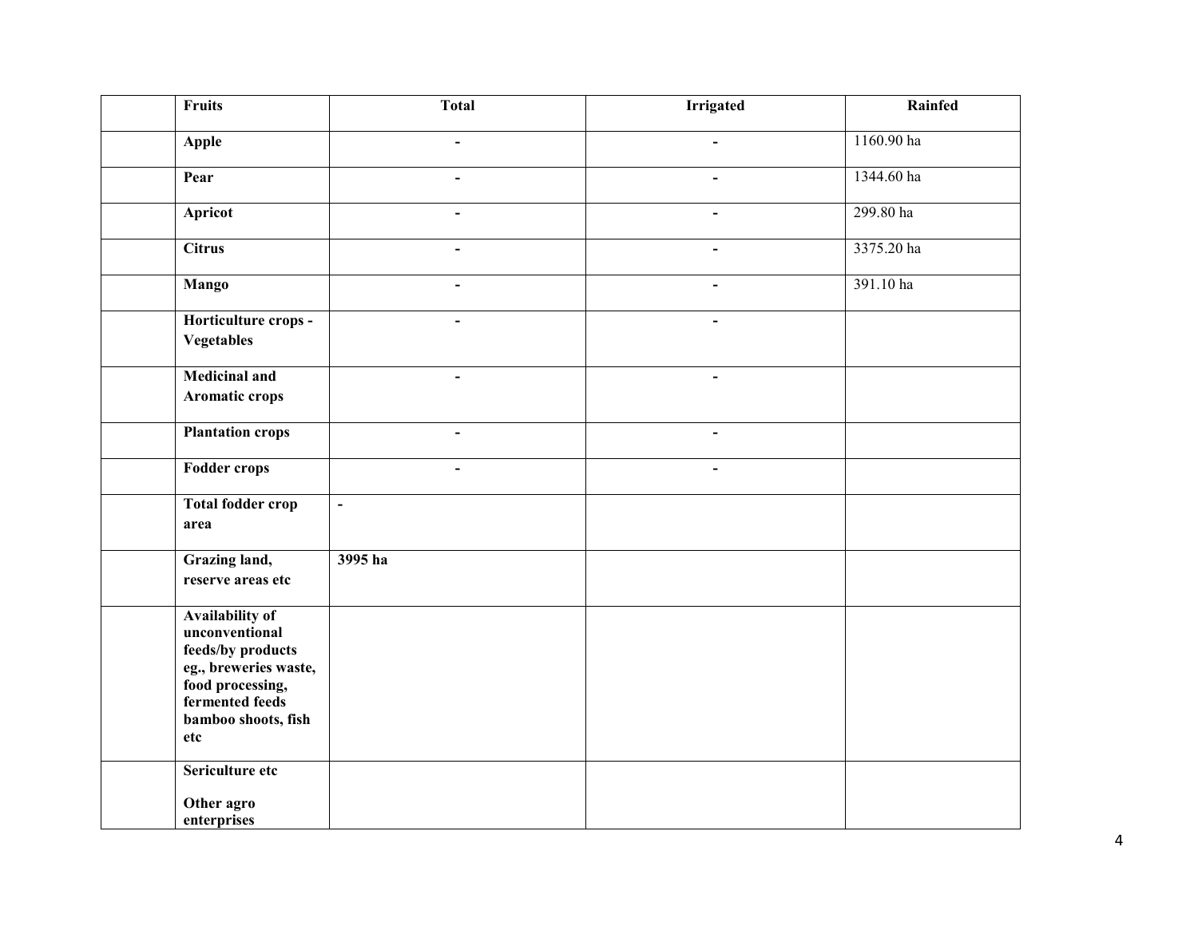|  | Fruits | Total | Irrigated | Rainfed |
|---|---|---|---|---|
|  | **Apple** | - | - | 1160.90 ha |
|  | **Pear** | - | - | 1344.60 ha |
|  | **Apricot** | - | - | 299.80 ha |
|  | **Citrus** | - | - | 3375.20 ha |
|  | **Mango** | - | - | 391.10 ha |
|  | **Horticulture crops - Vegetables** | - | - |  |
|  | **Medicinal and Aromatic crops** | - | - |  |
|  | **Plantation crops** | - | - |  |
|  | **Fodder crops** | - | - |  |
|  | **Total fodder crop area** | - |  |  |
|  | **Grazing land, reserve areas etc** | **3995 ha** |  |  |
|  | **Availability of unconventional feeds/by products eg., breweries waste, food processing, fermented feeds bamboo shoots, fish etc** |  |  |  |
|  | **Sericulture etc**<br><br>**Other agro enterprises** |  |  |  |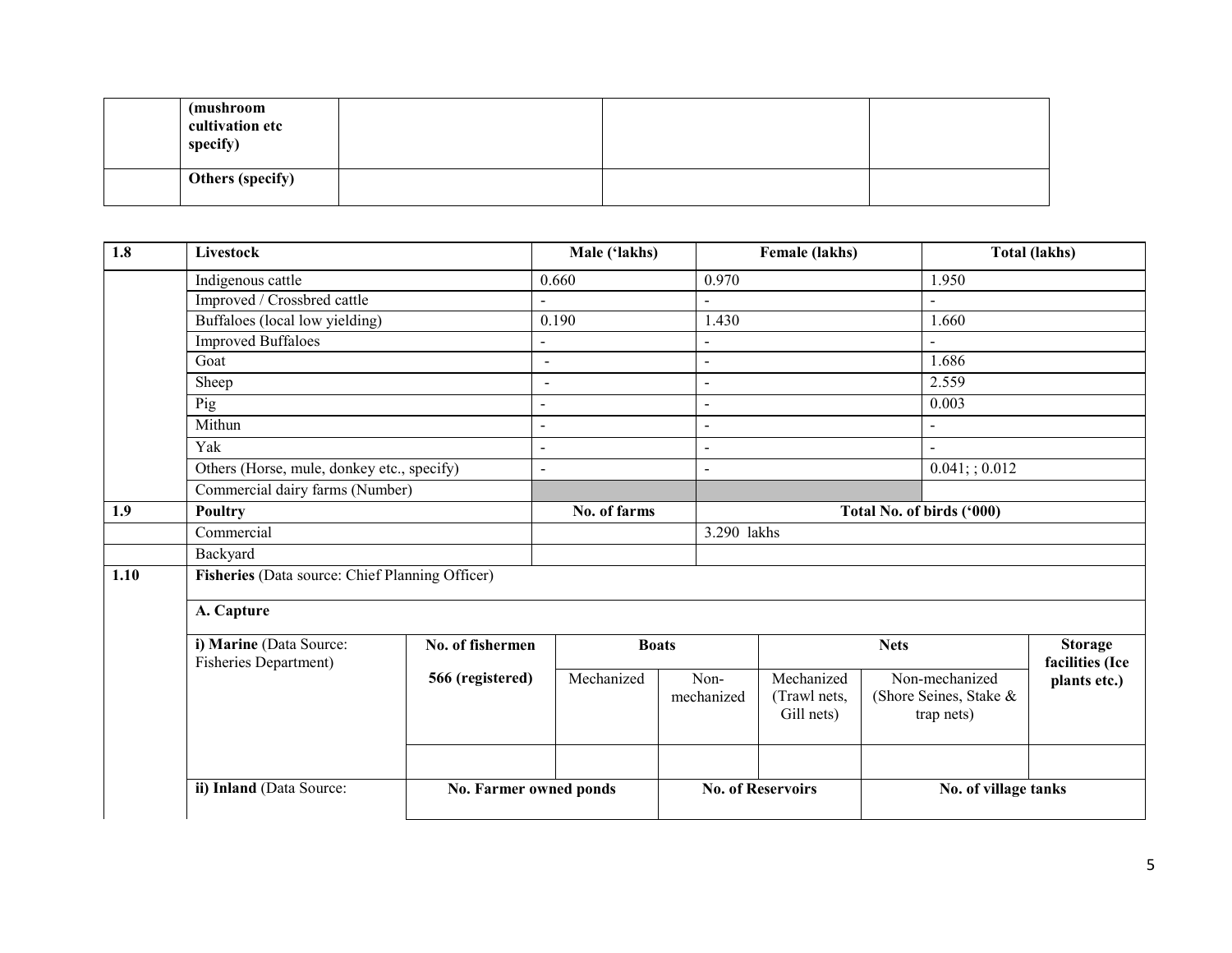|  | (mushroom cultivation etc specify) |  |  |  |
|---|---|---|---|---|
|  | Others (specify) |  |  |  |

| 1.8 | Livestock | Male ('lakhs) | Female (lakhs) | Total (lakhs) |
|---|---|---|---|---|
|  | Indigenous cattle | 0.660 | 0.970 | 1.950 |
|  | Improved / Crossbred cattle | - | - | - |
|  | Buffaloes (local low yielding) | 0.190 | 1.430 | 1.660 |
|  | Improved Buffaloes | - | - | - |
|  | Goat | - | - | 1.686 |
|  | Sheep | - | - | 2.559 |
|  | Pig | - | - | 0.003 |
|  | Mithun | - | - | - |
|  | Yak | - | - | - |
|  | Others (Horse, mule, donkey etc., specify) | - | - | 0.041; ; 0.012 |
|  | Commercial dairy farms (Number) |  |  |  |
| 1.9 | Poultry | No. of farms | Total No. of birds ('000) |  |
|  | Commercial |  | 3.290 lakhs |  |
|  | Backyard |  |  |  |

| 1.10 | Fisheries (Data source: Chief Planning Officer) |  |  |  |  |  |  |
|---|---|---|---|---|---|---|---|
|  | A. Capture |  |  |  |  |  |  |
|  | i) Marine (Data Source: Fisheries Department) | No. of fishermen | Boats |  | Nets |  | Storage facilities (Ice plants etc.) |
|  |  | 566 (registered) | Mechanized | Non-mechanized | Mechanized (Trawl nets, Gill nets) | Non-mechanized (Shore Seines, Stake & trap nets) |  |
|  |  |  |  |  |  |  |  |
|  | ii) Inland (Data Source: | No. Farmer owned ponds |  | No. of Reservoirs |  | No. of village tanks |  |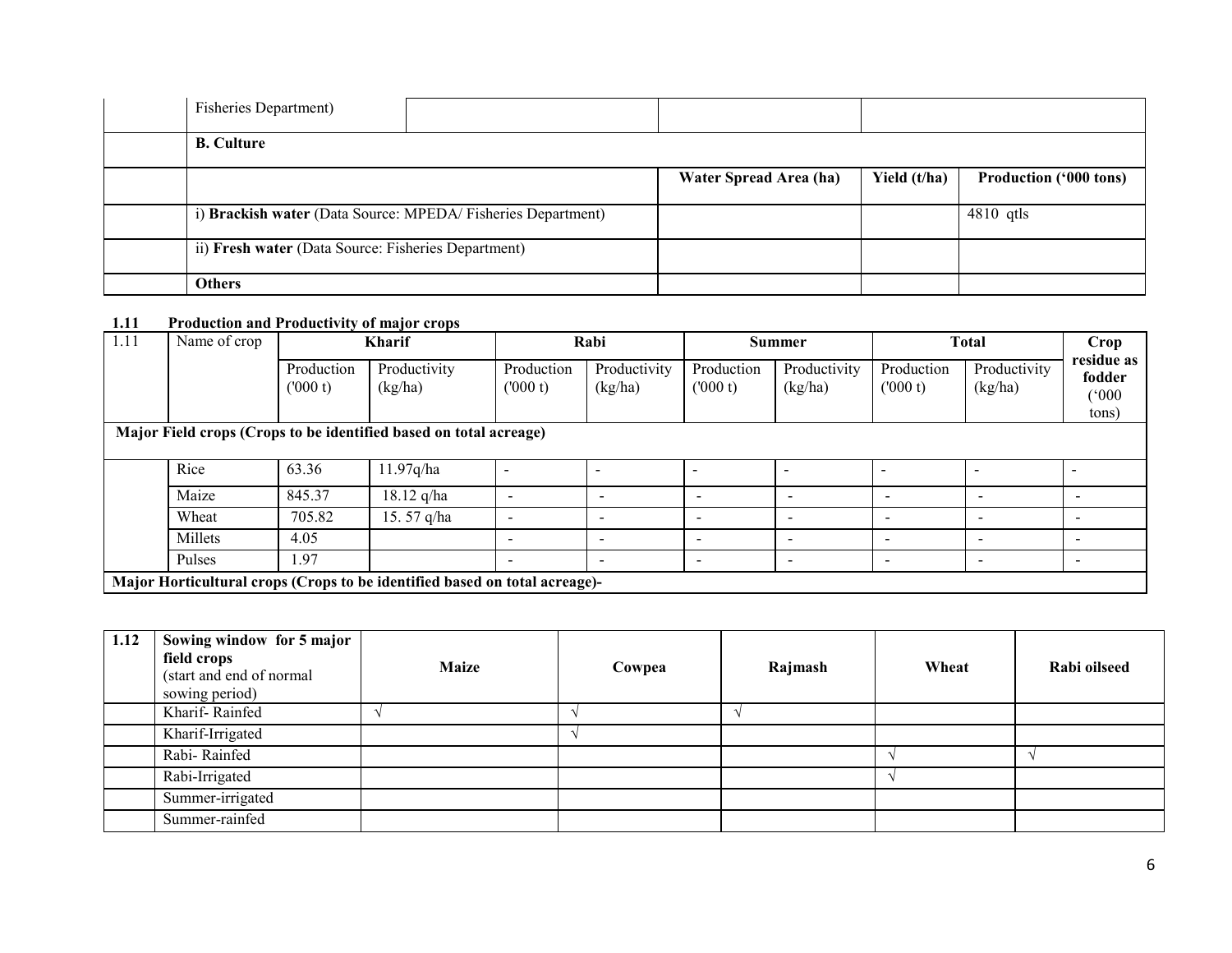| | Fisheries Department) | | | |
|---|---|---|---|---|
| | **B. Culture** | | | |
| | | **Water Spread Area (ha)** | **Yield (t/ha)** | **Production ('000 tons)** |
| | i) **Brackish water** (Data Source: MPEDA/ Fisheries Department) | | | 4810 qtls |
| | ii) **Fresh water** (Data Source: Fisheries Department) | | | |
| | **Others** | | | |

**1.11 Production and Productivity of major crops**

| 1.11 | Name of crop | **Kharif** | | **Rabi** | | **Summer** | | **Total** | | **Crop residue as fodder ('000 tons)** |
|---|---|---|---|---|---|---|---|---|---|---|
| | | Production ('000 t) | Productivity (kg/ha) | Production ('000 t) | Productivity (kg/ha) | Production ('000 t) | Productivity (kg/ha) | Production ('000 t) | Productivity (kg/ha) | |
| **Major Field crops (Crops to be identified based on total acreage)** | | | | | | | | | | |
| | Rice | 63.36 | 11.97q/ha | - | - | - | - | - | - | - |
| | Maize | 845.37 | 18.12 q/ha | - | - | - | - | - | - | - |
| | Wheat | 705.82 | 15. 57 q/ha | - | - | - | - | - | - | - |
| | Millets | 4.05 | | - | - | - | - | - | - | - |
| | Pulses | 1.97 | | - | - | - | - | - | - | - |
| **Major Horticultural crops (Crops to be identified based on total acreage)-** | | | | | | | | | | |

| 1.12 | Sowing window for 5 major field crops (start and end of normal sowing period) | Maize | Cowpea | Rajmash | Wheat | Rabi oilseed |
|---|---|---|---|---|---|---|
| | Kharif- Rainfed | √ | √ | √ | | |
| | Kharif-Irrigated | | √ | | | |
| | Rabi- Rainfed | | | | √ | √ |
| | Rabi-Irrigated | | | | √ | |
| | Summer-irrigated | | | | | |
| | Summer-rainfed | | | | | |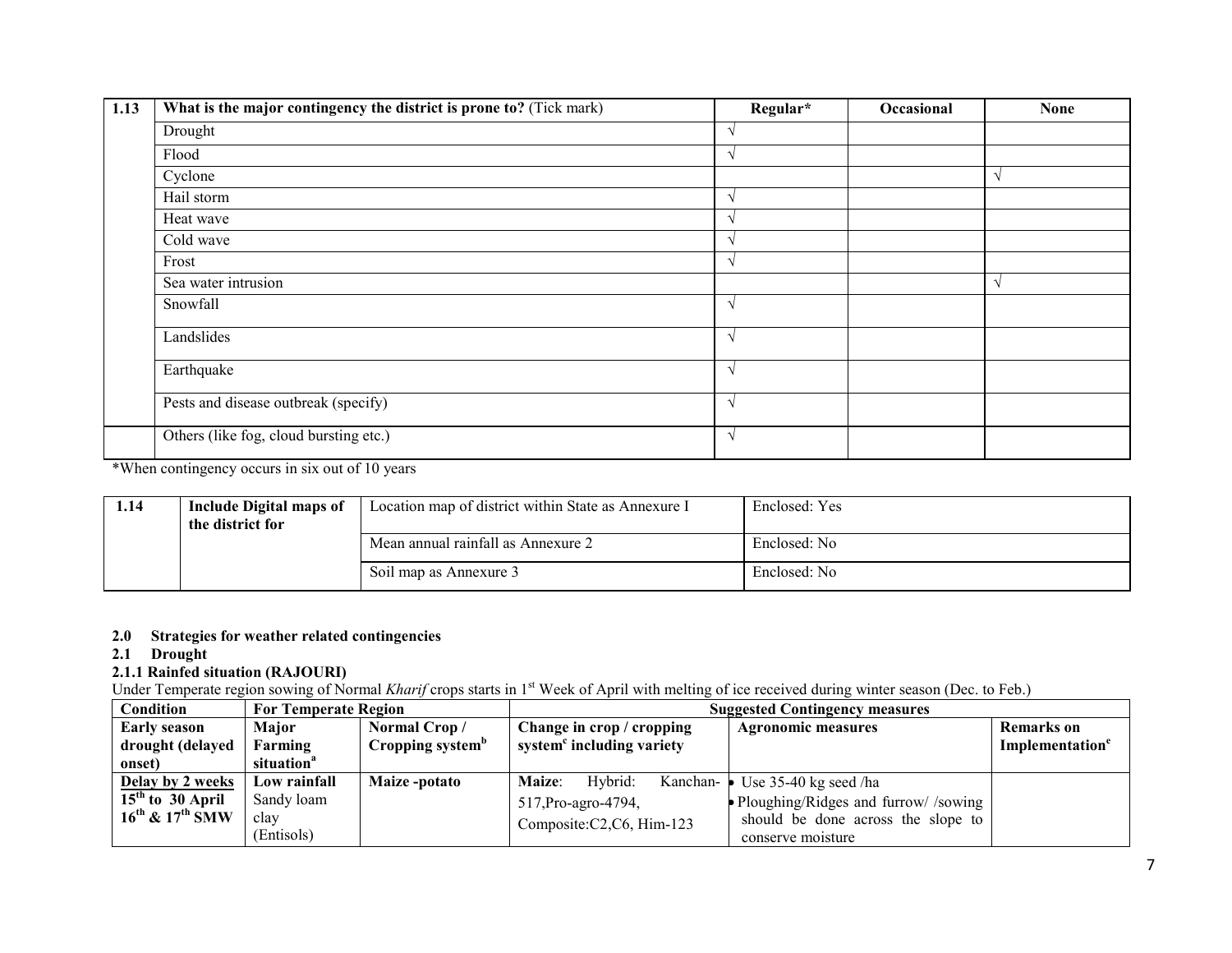| 1.13 | What is the major contingency the district is prone to? (Tick mark) | Regular* | Occasional | None |
|---|---|---|---|---|
| | Drought | √ | | |
| | Flood | √ | | |
| | Cyclone | | | √ |
| | Hail storm | √ | | |
| | Heat wave | √ | | |
| | Cold wave | √ | | |
| | Frost | √ | | |
| | Sea water intrusion | | | √ |
| | Snowfall | √ | | |
| | Landslides | √ | | |
| | Earthquake | √ | | |
| | Pests and disease outbreak (specify) | √ | | |
| | Others (like fog, cloud bursting etc.) | √ | | |

*When contingency occurs in six out of 10 years

| 1.14 | Include Digital maps of the district for | Location map of district within State as Annexure I | Enclosed: Yes |
|---|---|---|---|
| | | Mean annual rainfall as Annexure 2 | Enclosed: No |
| | | Soil map as Annexure 3 | Enclosed: No |

**2.0 Strategies for weather related contingencies**

**2.1 Drought**

**2.1.1 Rainfed situation (RAJOURI)**

Under Temperate region sowing of Normal *Kharif* crops starts in 1st Week of April with melting of ice received during winter season (Dec. to Feb.)

| Condition | For Temperate Region | | Suggested Contingency measures | | |
|---|---|---|---|---|---|
| **Early season drought (delayed onset)** | **Major Farming situation[a]** | **Normal Crop / Cropping system[b]** | **Change in crop / cropping system[c] including variety** | **Agronomic measures** | **Remarks on Implementation[e]** |
| **Delay by 2 weeks 15th to 30 April 16th & 17th SMW** | **Low rainfall** Sandy loam clay (Entisols) | **Maize -potato** | **Maize**: Hybrid: Kanchan-517, Pro-agro-4794, Composite: C2, C6, Him-123 | • Use 35-40 kg seed /ha<br>• Ploughing/Ridges and furrow/ /sowing should be done across the slope to conserve moisture | |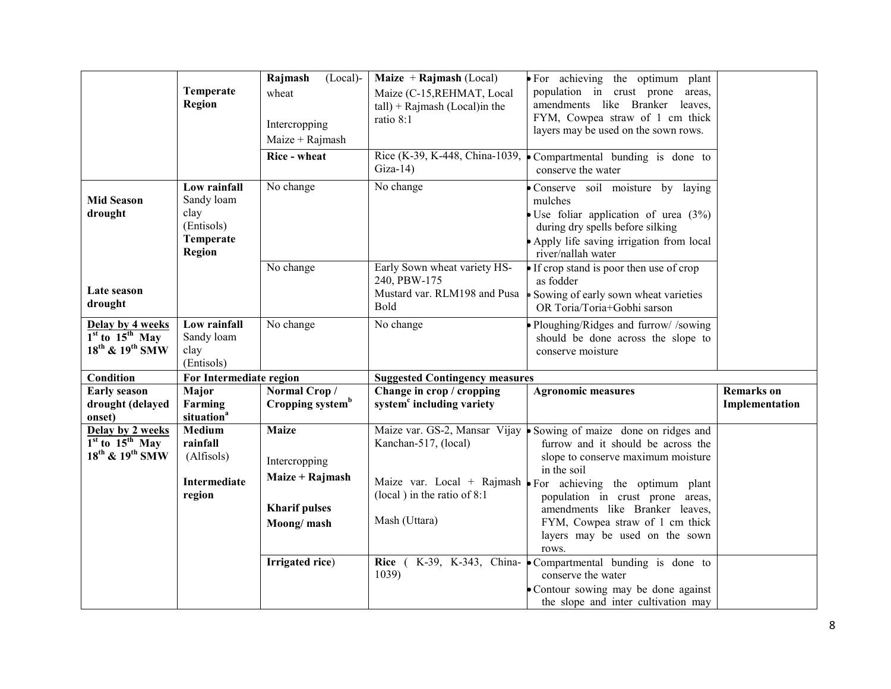| | Temperate Region | **Rajmash (Local)-wheat**<br><br>Intercropping<br>Maize + Rajmash | **Maize + Rajmash** (Local)<br>Maize (C-15,REHMAT, Local tall) + Rajmash (Local)in the ratio 8:1 | • For achieving the optimum plant population in crust prone areas, amendments like Branker leaves, FYM, Cowpea straw of 1 cm thick layers may be used on the sown rows. | |
|---|---|---|---|---|---|
| | | **Rice - wheat** | Rice (K-39, K-448, China-1039, Giza-14) | • Compartmental bunding is done to conserve the water | |
| **Mid Season drought** | **Low rainfall** Sandy loam clay (Entisols) **Temperate Region** | No change | No change | • Conserve soil moisture by laying mulches<br>• Use foliar application of urea (3%) during dry spells before silking<br>• Apply life saving irrigation from local river/nallah water | |
| **Late season drought** | | No change | Early Sown wheat variety HS-240, PBW-175<br>Mustard var. RLM198 and Pusa Bold | • If crop stand is poor then use of crop as fodder<br>• Sowing of early sown wheat varieties OR Toria/Toria+Gobhi sarson | |
| **Delay by 4 weeks 1st to 15th May 18th & 19th SMW** | **Low rainfall** Sandy loam clay (Entisols) | No change | No change | • Ploughing/Ridges and furrow/ /sowing should be done across the slope to conserve moisture | |
| **Condition** | **For Intermediate region** | | **Suggested Contingency measures** | | |
| **Early season drought (delayed onset)** | **Major Farming situation[a]** | **Normal Crop / Cropping system[b]** | **Change in crop / cropping system[c] including variety** | **Agronomic measures** | **Remarks on Implementation** |
| **Delay by 2 weeks 1st to 15th May 18th & 19th SMW** | **Medium rainfall** (Alfisols)<br><br>**Intermediate region** | **Maize**<br><br>Intercropping<br>**Maize + Rajmash**<br><br>**Kharif pulses**<br>**Moong/ mash** | Maize var. GS-2, Mansar Vijay Kanchan-517, (local)<br><br>Maize var. Local + Rajmash (local ) in the ratio of 8:1<br><br>Mash (Uttara) | • Sowing of maize done on ridges and furrow and it should be across the slope to conserve maximum moisture in the soil<br>• For achieving the optimum plant population in crust prone areas, amendments like Branker leaves, FYM, Cowpea straw of 1 cm thick layers may be used on the sown rows. | |
| | | **Irrigated rice**) | **Rice** ( K-39, K-343, China-1039) | • Compartmental bunding is done to conserve the water<br>• Contour sowing may be done against the slope and inter cultivation may | |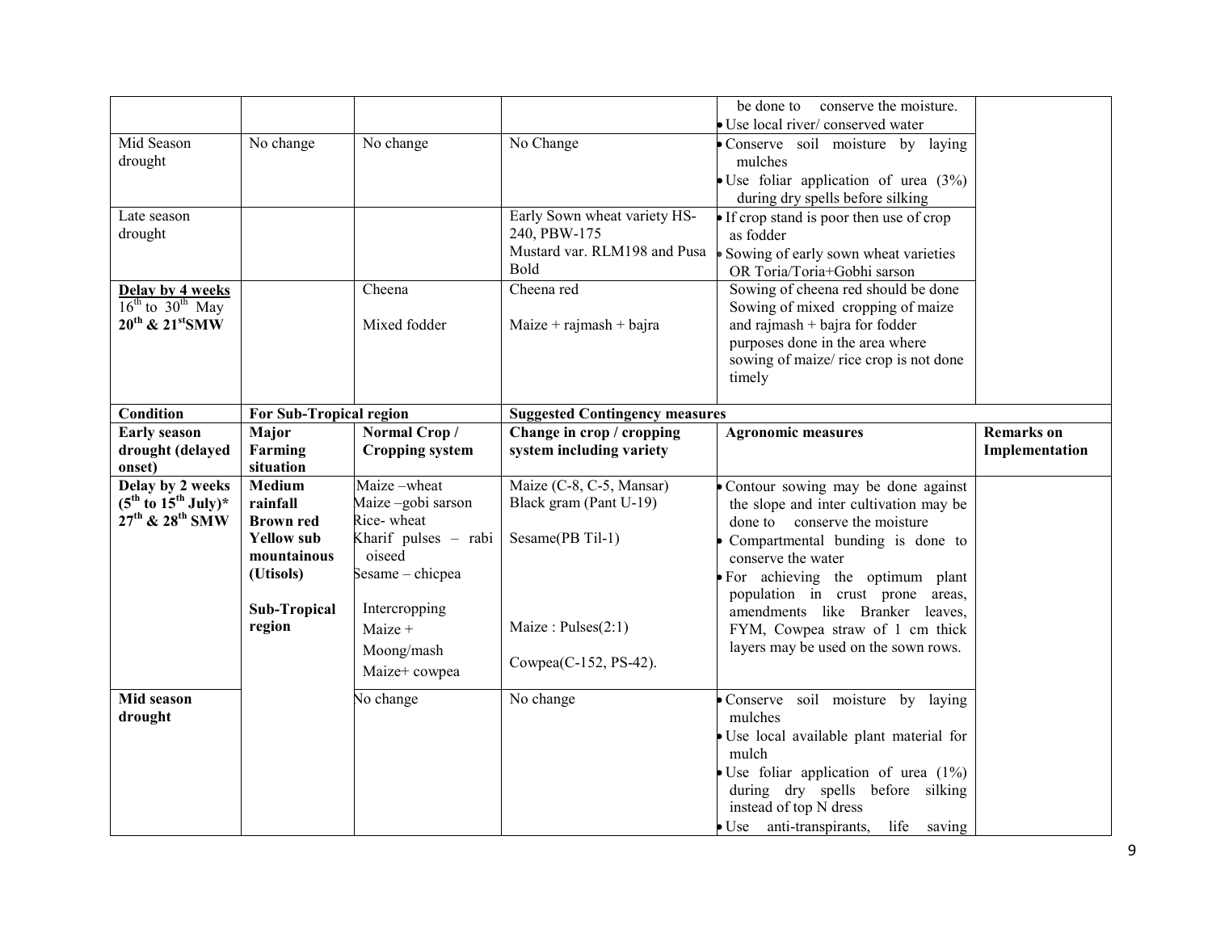| | | | | be done to conserve the moisture.<br>• Use local river/ conserved water | |
|---|---|---|---|---|---|
| Mid Season drought | No change | No change | No Change | • Conserve soil moisture by laying mulches<br>• Use foliar application of urea (3%) during dry spells before silking | |
| Late season drought | | | Early Sown wheat variety HS-240, PBW-175<br>Mustard var. RLM198 and Pusa Bold | • If crop stand is poor then use of crop as fodder<br>• Sowing of early sown wheat varieties OR Toria/Toria+Gobhi sarson | |
| **Delay by 4 weeks**<br>$16^{th}$ to $30^{th}$ May<br>**$20^{th}$ & $21^{st}$SMW** | | Cheena<br><br>Mixed fodder | Cheena red<br><br>Maize + rajmash + bajra | Sowing of cheena red should be done<br>Sowing of mixed cropping of maize and rajmash + bajra for fodder purposes done in the area where sowing of maize/ rice crop is not done timely | |
| **Condition** | **For Sub-Tropical region** | | **Suggested Contingency measures** | | |
| **Early season drought (delayed onset)** | **Major Farming situation** | **Normal Crop / Cropping system** | **Change in crop / cropping system including variety** | **Agronomic measures** | **Remarks on Implementation** |
| **Delay by 2 weeks ($5^{th}$ to $15^{th}$ July)\***<br>**$27^{th}$ & $28^{th}$ SMW** | **Medium rainfall Brown red Yellow sub mountainous (Utisols)**<br><br>**Sub-Tropical region** | Maize –wheat<br>Maize –gobi sarson<br>Rice- wheat<br>Kharif pulses – rabi oiseed<br>Sesame – chicpea<br><br>Intercropping<br>Maize +<br>Moong/mash<br>Maize+ cowpea | Maize (C-8, C-5, Mansar)<br>Black gram (Pant U-19)<br><br>Sesame(PB Til-1)<br><br><br>Maize : Pulses(2:1)<br><br>Cowpea(C-152, PS-42). | • Contour sowing may be done against the slope and inter cultivation may be done to conserve the moisture<br>• Compartmental bunding is done to conserve the water<br>• For achieving the optimum plant population in crust prone areas, amendments like Branker leaves, FYM, Cowpea straw of 1 cm thick layers may be used on the sown rows. | |
| **Mid season drought** | | No change | No change | • Conserve soil moisture by laying mulches<br>• Use local available plant material for mulch<br>• Use foliar application of urea (1%) during dry spells before silking instead of top N dress<br>• Use anti-transpirants, life saving | |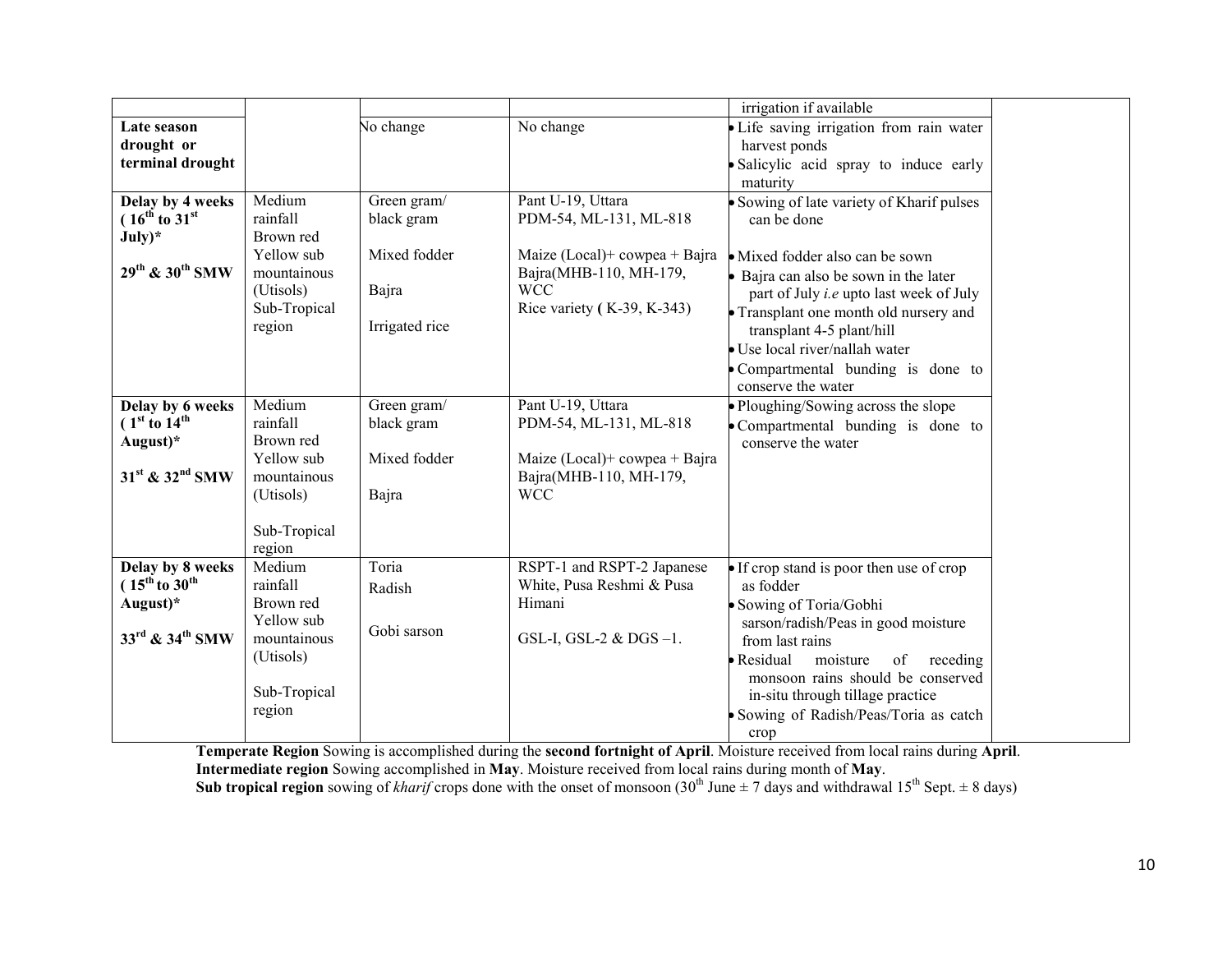| | | | | | |
|---|---|---|---|---|---|
| | | | | irrigation if available | |
| **Late season drought or terminal drought** | | No change | No change | • Life saving irrigation from rain water harvest ponds<br>• Salicylic acid spray to induce early maturity | |
| **Delay by 4 weeks ( 16th to 31st July)\***<br><br>**29th & 30th SMW** | Medium rainfall Brown red Yellow sub mountainous (Utisols) Sub-Tropical region | Green gram/ black gram<br><br>Mixed fodder<br><br>Bajra<br><br>Irrigated rice | Pant U-19, Uttara PDM-54, ML-131, ML-818<br><br>Maize (Local)+ cowpea + Bajra Bajra(MHB-110, MH-179, WCC<br>Rice variety **(** K-39, K-343) | • Sowing of late variety of Kharif pulses can be done<br>• Mixed fodder also can be sown<br>• Bajra can also be sown in the later part of July *i.e* upto last week of July<br>• Transplant one month old nursery and transplant 4-5 plant/hill<br>• Use local river/nallah water<br>• Compartmental bunding is done to conserve the water | |
| **Delay by 6 weeks ( 1st to 14th August)\***<br><br>**31st & 32nd SMW** | Medium rainfall Brown red Yellow sub mountainous (Utisols)<br><br>Sub-Tropical region | Green gram/ black gram<br><br>Mixed fodder<br><br>Bajra | Pant U-19, Uttara PDM-54, ML-131, ML-818<br><br>Maize (Local)+ cowpea + Bajra Bajra(MHB-110, MH-179, WCC | • Ploughing/Sowing across the slope<br>• Compartmental bunding is done to conserve the water | |
| **Delay by 8 weeks ( 15th to 30th August)\***<br><br>**33rd & 34th SMW** | Medium rainfall Brown red Yellow sub mountainous (Utisols)<br><br>Sub-Tropical region | Toria<br>Radish<br><br>Gobi sarson | RSPT-1 and RSPT-2 Japanese White, Pusa Reshmi & Pusa Himani<br><br>GSL-I, GSL-2 & DGS –1. | • If crop stand is poor then use of crop as fodder<br>• Sowing of Toria/Gobhi sarson/radish/Peas in good moisture from last rains<br>• Residual moisture of receding monsoon rains should be conserved in-situ through tillage practice<br>• Sowing of Radish/Peas/Toria as catch crop | |

**Temperate Region** Sowing is accomplished during the **second fortnight of April**. Moisture received from local rains during **April**.
**Intermediate region** Sowing accomplished in **May**. Moisture received from local rains during month of **May**.
**Sub tropical region** sowing of *kharif* crops done with the onset of monsoon (30th June ± 7 days and withdrawal 15th Sept. ± 8 days)